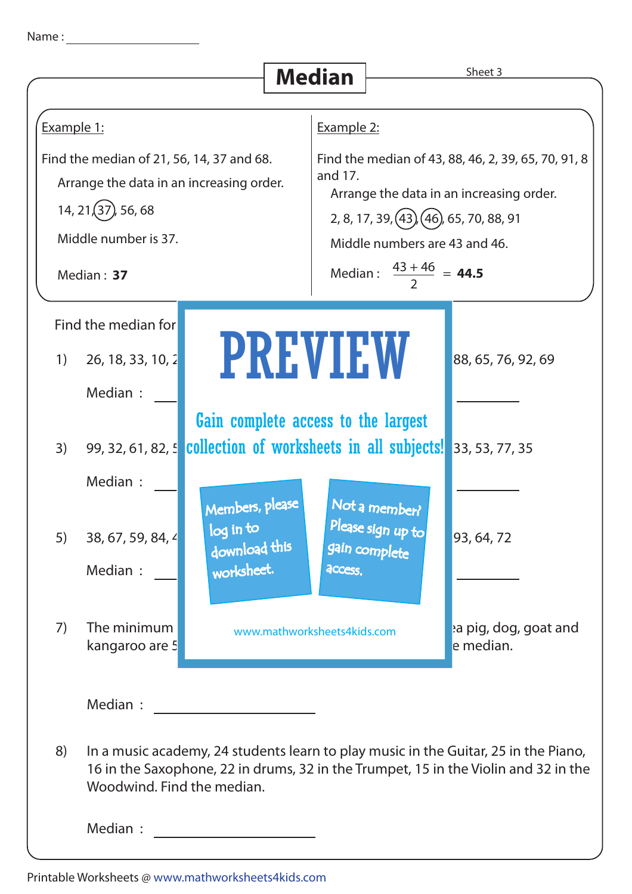Name : ____________________

# Median

Sheet 3

**Example 1:**

Find the median of 21, 56, 14, 37 and 68.

Arrange the data in an increasing order.

14, 21, (37), 56, 68

Middle number is 37.

Median : **37**

**Example 2:**

Find the median of 43, 88, 46, 2, 39, 65, 70, 91, 8 and 17.

Arrange the data in an increasing order.

2, 8, 17, 39, (43), (46), 65, 70, 88, 91

Middle numbers are 43 and 46.

Median : $\frac{43 + 46}{2}$ = **44.5**

Find the median for

1) 26, 18, 33, 10, 2 ... 88, 65, 76, 92, 69

Median : ________ ________

3) 99, 32, 61, 82, 5 ... 33, 53, 77, 35

Median : ________ ________

5) 38, 67, 59, 84, 4 ... 93, 64, 72

Median : ________ ________

PREVIEW

Gain complete access to the largest collection of worksheets in all subjects!

Members, please log in to download this worksheet.

Not a member? Please sign up to gain complete access.

www.mathworksheets4kids.com

7) The minimum ... a pig, dog, goat and kangaroo are 5 ... e median.

Median : ____________________

8) In a music academy, 24 students learn to play music in the Guitar, 25 in the Piano, 16 in the Saxophone, 22 in drums, 32 in the Trumpet, 15 in the Violin and 32 in the Woodwind. Find the median.

Median : ____________________

Printable Worksheets @ www.mathworksheets4kids.com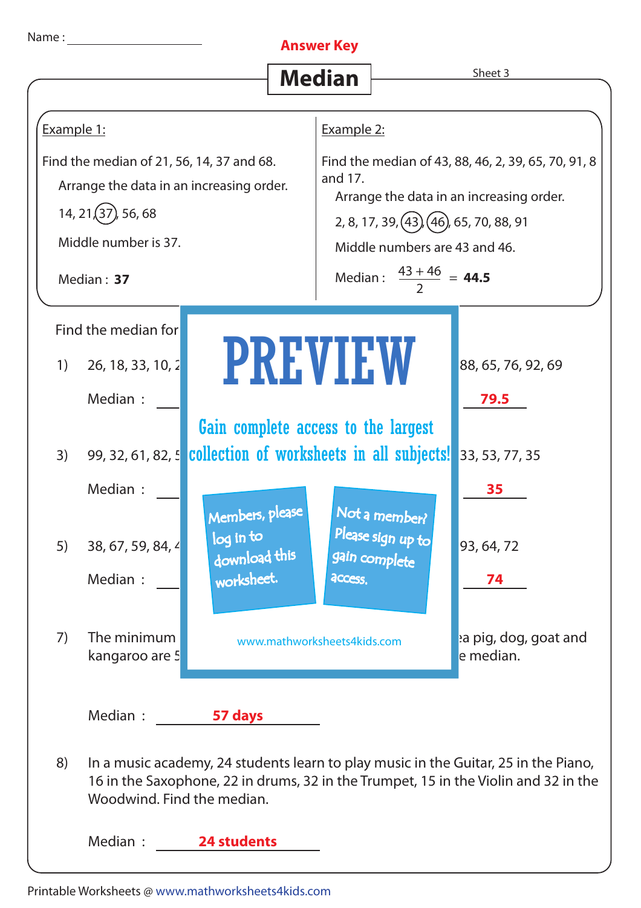Name : ____________________

**Answer Key**

# Median

Sheet 3

**Example 1:**

Find the median of 21, 56, 14, 37 and 68.

Arrange the data in an increasing order.

14, 21, (37), 56, 68

Middle number is 37.

Median : **37**

**Example 2:**

Find the median of 43, 88, 46, 2, 39, 65, 70, 91, 8 and 17.

Arrange the data in an increasing order.

2, 8, 17, 39, (43), (46), 65, 70, 88, 91

Middle numbers are 43 and 46.

Median : $\frac{43 + 46}{2}$ = **44.5**

Find the median for

1) 26, 18, 33, 10, 2

Median : ______

88, 65, 76, 92, 69

**79.5**

3) 99, 32, 61, 82, 5

Median : ______

33, 53, 77, 35

**35**

5) 38, 67, 59, 84, 4

Median : ______

93, 64, 72

**74**

7) The minimum ... a pig, dog, goat and kangaroo are 5 ... e median.

Median : **57 days**

8) In a music academy, 24 students learn to play music in the Guitar, 25 in the Piano, 16 in the Saxophone, 22 in drums, 32 in the Trumpet, 15 in the Violin and 32 in the Woodwind. Find the median.

Median : **24 students**

PREVIEW

Gain complete access to the largest collection of worksheets in all subjects!

Members, please log in to download this worksheet.

Not a member? Please sign up to gain complete access.

www.mathworksheets4kids.com

Printable Worksheets @ www.mathworksheets4kids.com